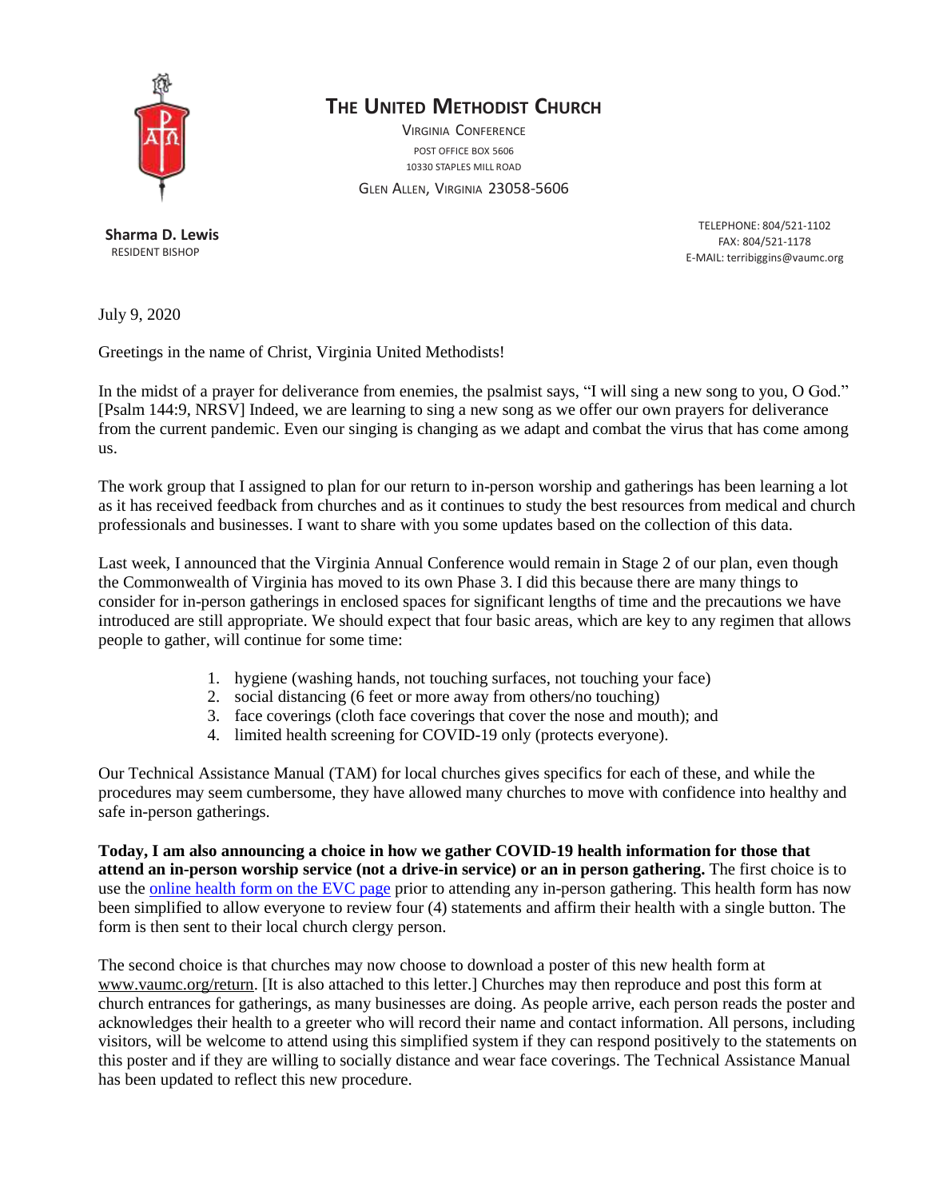# The United Methodist Church

Virginia Conference

Post Office Box 5606

10330 Staples Mill Road

Glen Allen, Virginia 23058-5606

**Sharma D. Lewis**
Resident Bishop

Telephone: 804/521-1102
Fax: 804/521-1178
E-mail: terribiggins@vaumc.org

July 9, 2020

Greetings in the name of Christ, Virginia United Methodists!

In the midst of a prayer for deliverance from enemies, the psalmist says, "I will sing a new song to you, O God." [Psalm 144:9, NRSV] Indeed, we are learning to sing a new song as we offer our own prayers for deliverance from the current pandemic. Even our singing is changing as we adapt and combat the virus that has come among us.

The work group that I assigned to plan for our return to in-person worship and gatherings has been learning a lot as it has received feedback from churches and as it continues to study the best resources from medical and church professionals and businesses. I want to share with you some updates based on the collection of this data.

Last week, I announced that the Virginia Annual Conference would remain in Stage 2 of our plan, even though the Commonwealth of Virginia has moved to its own Phase 3. I did this because there are many things to consider for in-person gatherings in enclosed spaces for significant lengths of time and the precautions we have introduced are still appropriate. We should expect that four basic areas, which are key to any regimen that allows people to gather, will continue for some time:

1. hygiene (washing hands, not touching surfaces, not touching your face)
2. social distancing (6 feet or more away from others/no touching)
3. face coverings (cloth face coverings that cover the nose and mouth); and
4. limited health screening for COVID-19 only (protects everyone).

Our Technical Assistance Manual (TAM) for local churches gives specifics for each of these, and while the procedures may seem cumbersome, they have allowed many churches to move with confidence into healthy and safe in-person gatherings.

**Today, I am also announcing a choice in how we gather COVID-19 health information for those that attend an in-person worship service (not a drive-in service) or an in person gathering.** The first choice is to use the online health form on the EVC page prior to attending any in-person gathering. This health form has now been simplified to allow everyone to review four (4) statements and affirm their health with a single button. The form is then sent to their local church clergy person.

The second choice is that churches may now choose to download a poster of this new health form at www.vaumc.org/return. [It is also attached to this letter.] Churches may then reproduce and post this form at church entrances for gatherings, as many businesses are doing. As people arrive, each person reads the poster and acknowledges their health to a greeter who will record their name and contact information. All persons, including visitors, will be welcome to attend using this simplified system if they can respond positively to the statements on this poster and if they are willing to socially distance and wear face coverings. The Technical Assistance Manual has been updated to reflect this new procedure.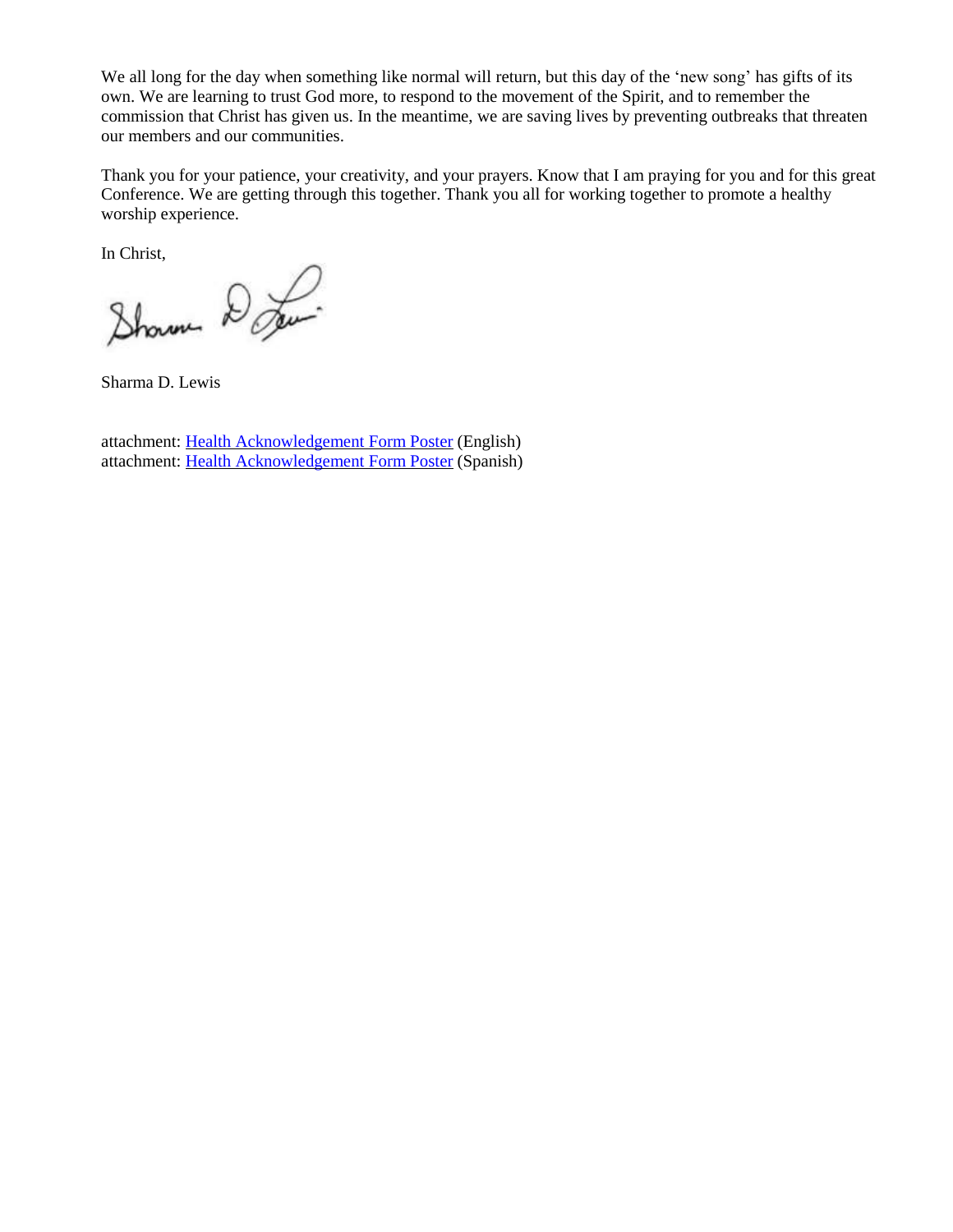We all long for the day when something like normal will return, but this day of the 'new song' has gifts of its own. We are learning to trust God more, to respond to the movement of the Spirit, and to remember the commission that Christ has given us. In the meantime, we are saving lives by preventing outbreaks that threaten our members and our communities.

Thank you for your patience, your creativity, and your prayers. Know that I am praying for you and for this great Conference. We are getting through this together. Thank you all for working together to promote a healthy worship experience.

In Christ,

Sharma D. Lewis

attachment: Health Acknowledgement Form Poster (English)
attachment: Health Acknowledgement Form Poster (Spanish)